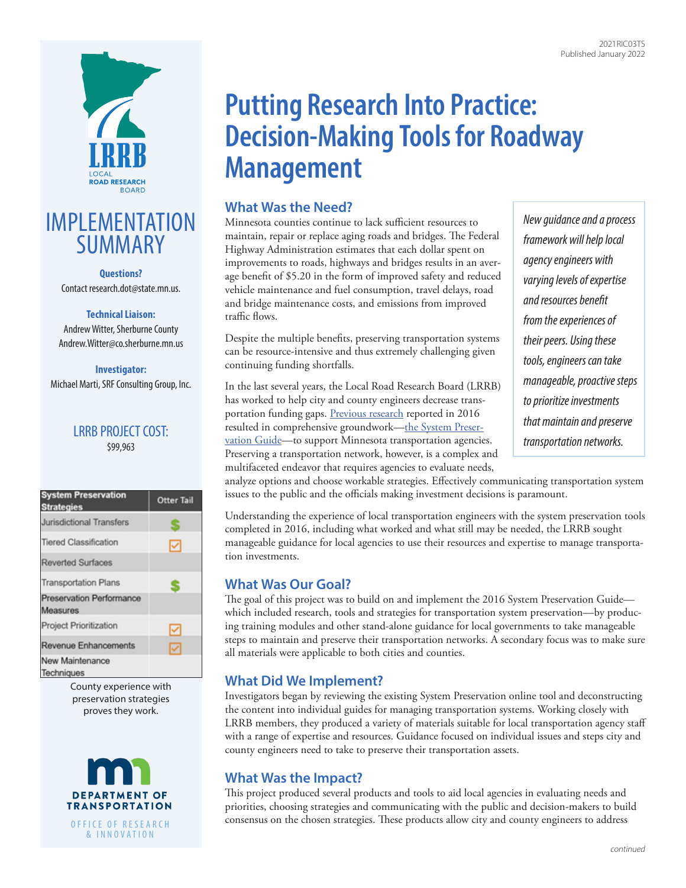2021RIC03TS
Published January 2022

LRRB
LOCAL ROAD RESEARCH BOARD

# IMPLEMENTATION SUMMARY

**Questions?**
Contact research.dot@state.mn.us.

**Technical Liaison:**
Andrew Witter, Sherburne County
Andrew.Witter@co.sherburne.mn.us

**Investigator:**
Michael Marti, SRF Consulting Group, Inc.

**LRRB PROJECT COST:**
$99,963

| System Preservation Strategies | Otter Tail |
|---|---|
| Jurisdictional Transfers | $ |
| Tiered Classification | ☑ |
| Reverted Surfaces | |
| Transportation Plans | $ |
| Preservation Performance Measures | |
| Project Prioritization | ☑ |
| Revenue Enhancements | ☑ |
| New Maintenance Techniques | |

County experience with preservation strategies proves they work.

DEPARTMENT OF TRANSPORTATION
OFFICE OF RESEARCH & INNOVATION

# Putting Research Into Practice: Decision-Making Tools for Roadway Management

## What Was the Need?

Minnesota counties continue to lack sufficient resources to maintain, repair or replace aging roads and bridges. The Federal Highway Administration estimates that each dollar spent on improvements to roads, highways and bridges results in an average benefit of $5.20 in the form of improved safety and reduced vehicle maintenance and fuel consumption, travel delays, road and bridge maintenance costs, and emissions from improved traffic flows.

Despite the multiple benefits, preserving transportation systems can be resource-intensive and thus extremely challenging given continuing funding shortfalls.

In the last several years, the Local Road Research Board (LRRB) has worked to help city and county engineers decrease transportation funding gaps. Previous research reported in 2016 resulted in comprehensive groundwork—the System Preservation Guide—to support Minnesota transportation agencies. Preserving a transportation network, however, is a complex and multifaceted endeavor that requires agencies to evaluate needs, analyze options and choose workable strategies. Effectively communicating transportation system issues to the public and the officials making investment decisions is paramount.

*New guidance and a process framework will help local agency engineers with varying levels of expertise and resources benefit from the experiences of their peers. Using these tools, engineers can take manageable, proactive steps to prioritize investments that maintain and preserve transportation networks.*

Understanding the experience of local transportation engineers with the system preservation tools completed in 2016, including what worked and what still may be needed, the LRRB sought manageable guidance for local agencies to use their resources and expertise to manage transportation investments.

## What Was Our Goal?

The goal of this project was to build on and implement the 2016 System Preservation Guide—which included research, tools and strategies for transportation system preservation—by producing training modules and other stand-alone guidance for local governments to take manageable steps to maintain and preserve their transportation networks. A secondary focus was to make sure all materials were applicable to both cities and counties.

## What Did We Implement?

Investigators began by reviewing the existing System Preservation online tool and deconstructing the content into individual guides for managing transportation systems. Working closely with LRRB members, they produced a variety of materials suitable for local transportation agency staff with a range of expertise and resources. Guidance focused on individual issues and steps city and county engineers need to take to preserve their transportation assets.

## What Was the Impact?

This project produced several products and tools to aid local agencies in evaluating needs and priorities, choosing strategies and communicating with the public and decision-makers to build consensus on the chosen strategies. These products allow city and county engineers to address

*continued*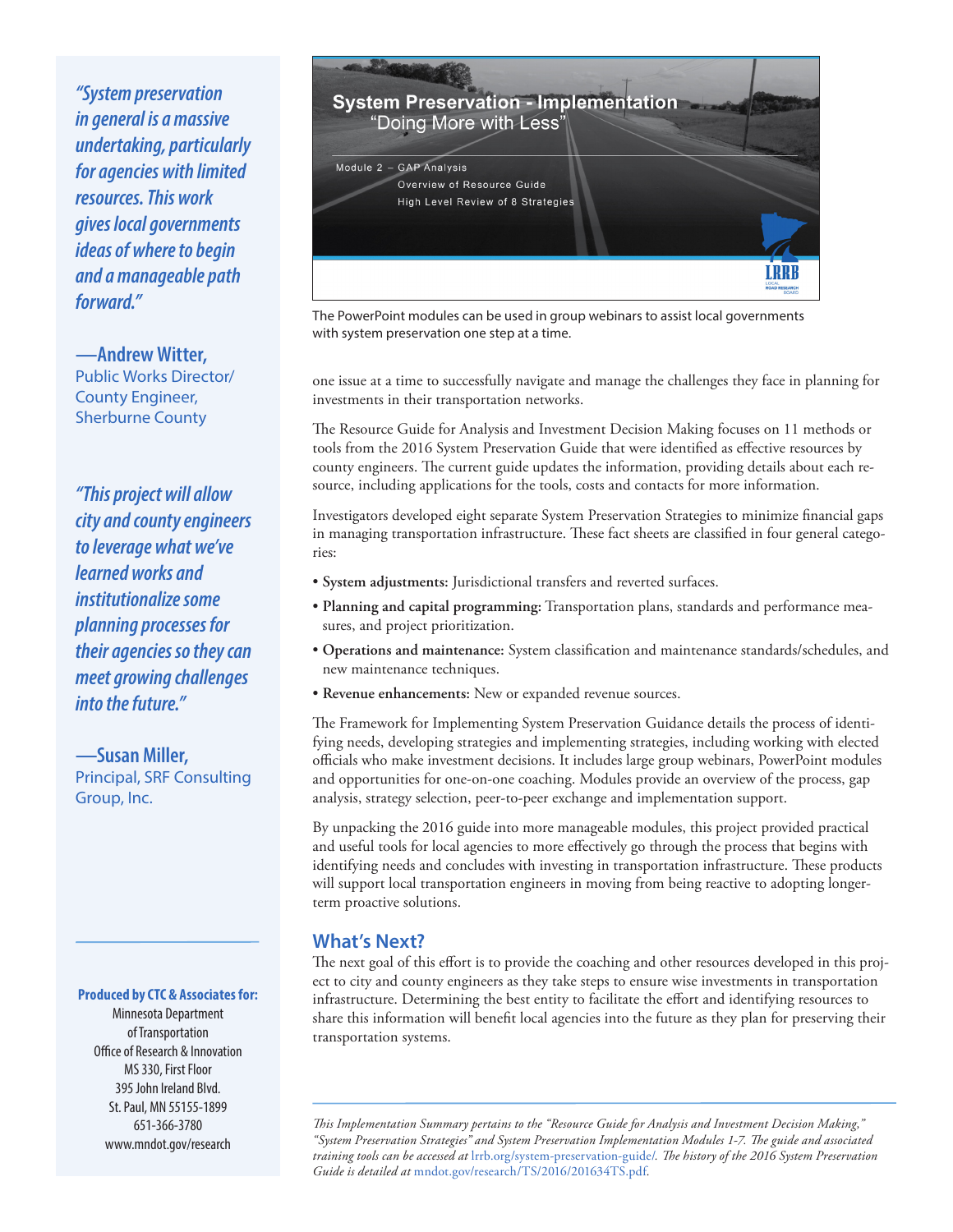*"System preservation in general is a massive undertaking, particularly for agencies with limited resources. This work gives local governments ideas of where to begin and a manageable path forward."*

**—Andrew Witter,**
Public Works Director/ County Engineer, Sherburne County

*"This project will allow city and county engineers to leverage what we've learned works and institutionalize some planning processes for their agencies so they can meet growing challenges into the future."*

**—Susan Miller,**
Principal, SRF Consulting Group, Inc.

The PowerPoint modules can be used in group webinars to assist local governments with system preservation one step at a time.

one issue at a time to successfully navigate and manage the challenges they face in planning for investments in their transportation networks.

The Resource Guide for Analysis and Investment Decision Making focuses on 11 methods or tools from the 2016 System Preservation Guide that were identified as effective resources by county engineers. The current guide updates the information, providing details about each resource, including applications for the tools, costs and contacts for more information.

Investigators developed eight separate System Preservation Strategies to minimize financial gaps in managing transportation infrastructure. These fact sheets are classified in four general categories:

- **System adjustments:** Jurisdictional transfers and reverted surfaces.
- **Planning and capital programming:** Transportation plans, standards and performance measures, and project prioritization.
- **Operations and maintenance:** System classification and maintenance standards/schedules, and new maintenance techniques.
- **Revenue enhancements:** New or expanded revenue sources.

The Framework for Implementing System Preservation Guidance details the process of identifying needs, developing strategies and implementing strategies, including working with elected officials who make investment decisions. It includes large group webinars, PowerPoint modules and opportunities for one-on-one coaching. Modules provide an overview of the process, gap analysis, strategy selection, peer-to-peer exchange and implementation support.

By unpacking the 2016 guide into more manageable modules, this project provided practical and useful tools for local agencies to more effectively go through the process that begins with identifying needs and concludes with investing in transportation infrastructure. These products will support local transportation engineers in moving from being reactive to adopting longer-term proactive solutions.

## What's Next?

The next goal of this effort is to provide the coaching and other resources developed in this project to city and county engineers as they take steps to ensure wise investments in transportation infrastructure. Determining the best entity to facilitate the effort and identifying resources to share this information will benefit local agencies into the future as they plan for preserving their transportation systems.

**Produced by CTC & Associates for:**
Minnesota Department of Transportation
Office of Research & Innovation
MS 330, First Floor
395 John Ireland Blvd.
St. Paul, MN 55155-1899
651-366-3780
www.mndot.gov/research

*This Implementation Summary pertains to the "Resource Guide for Analysis and Investment Decision Making," "System Preservation Strategies" and System Preservation Implementation Modules 1-7. The guide and associated training tools can be accessed at* lrrb.org/system-preservation-guide/. *The history of the 2016 System Preservation Guide is detailed at* mndot.gov/research/TS/2016/201634TS.pdf.